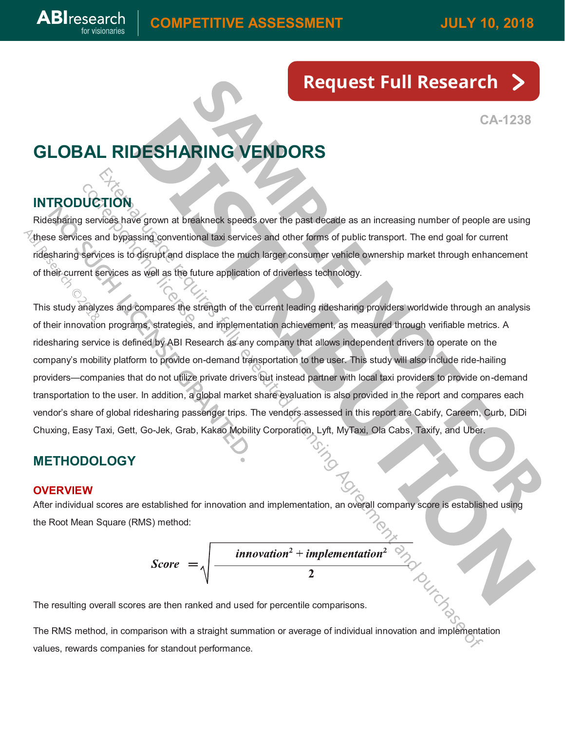CA-1238

# GLOBAL RIDESHARING VENDORS

## INTRODUCTION

Ridesharing services have grown at breakneck speeds over the past decade as an increasing number of people are using these services and bypassing conventional taxi services and other forms of public transport. The end goal for current ridesharing services is to disrupt and displace the much larger consumer vehicle ownership market through enhancement of their current services as well as the future application of driverless technology.

This study analyzes and compares the strength of the current leading ridesharing providers worldwide through an analysis of their innovation programs, strategies, and implementation achievement, as measured through verifiable metrics. A ridesharing service is defined by ABI Research as any company that allows independent drivers to operate on the company's mobility platform to provide on-demand transportation to the user. This study will also include ride-hailing providers—companies that do not utilize private drivers but instead partner with local taxi providers to provide on-demand transportation to the user. In addition, a global market share evaluation is also provided in the report and compares each vendor's share of global ridesharing passenger trips. The vendors assessed in this report are Cabify, Careem, Curb, DiDi Chuxing, Easy Taxi, Gett, Go-Jek, Grab, Kakao Mobility Corporation, Lyft, MyTaxi, Ola Cabs, Taxify, and Uber.

## METHODOLOGY

### OVERVIEW

After individual scores are established for innovation and implementation, an overall company score is established using the Root Mean Square (RMS) method:

$$Score = \sqrt{\frac{innovation^2 + implementation^2}{2}}$$

The resulting overall scores are then ranked and used for percentile comparisons.

The RMS method, in comparison with a straight summation or average of individual innovation and implementation values, rewards companies for standout performance.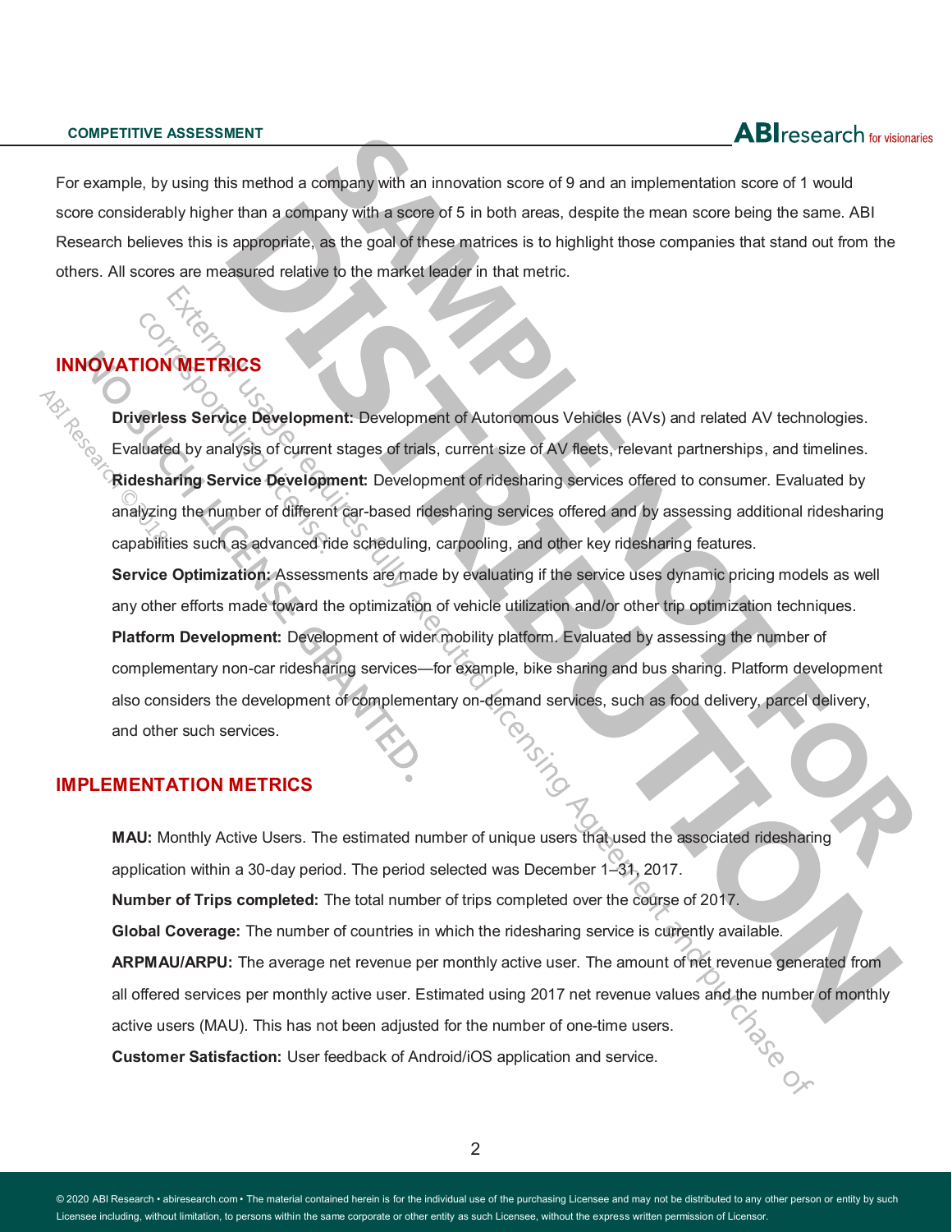For example, by using this method a company with an innovation score of 9 and an implementation score of 1 would score considerably higher than a company with a score of 5 in both areas, despite the mean score being the same. ABI Research believes this is appropriate, as the goal of these matrices is to highlight those companies that stand out from the others. All scores are measured relative to the market leader in that metric.

## INNOVATION METRICS

**Driverless Service Development:** Development of Autonomous Vehicles (AVs) and related AV technologies. Evaluated by analysis of current stages of trials, current size of AV fleets, relevant partnerships, and timelines.

**Ridesharing Service Development:** Development of ridesharing services offered to consumer. Evaluated by analyzing the number of different car-based ridesharing services offered and by assessing additional ridesharing capabilities such as advanced ride scheduling, carpooling, and other key ridesharing features.

**Service Optimization:** Assessments are made by evaluating if the service uses dynamic pricing models as well any other efforts made toward the optimization of vehicle utilization and/or other trip optimization techniques.

**Platform Development:** Development of wider mobility platform. Evaluated by assessing the number of complementary non-car ridesharing services—for example, bike sharing and bus sharing. Platform development also considers the development of complementary on-demand services, such as food delivery, parcel delivery, and other such services.

## IMPLEMENTATION METRICS

**MAU:** Monthly Active Users. The estimated number of unique users that used the associated ridesharing application within a 30-day period. The period selected was December 1–31, 2017.

**Number of Trips completed:** The total number of trips completed over the course of 2017.

**Global Coverage:** The number of countries in which the ridesharing service is currently available.

**ARPMAU/ARPU:** The average net revenue per monthly active user. The amount of net revenue generated from all offered services per monthly active user. Estimated using 2017 net revenue values and the number of monthly active users (MAU). This has not been adjusted for the number of one-time users.

**Customer Satisfaction:** User feedback of Android/iOS application and service.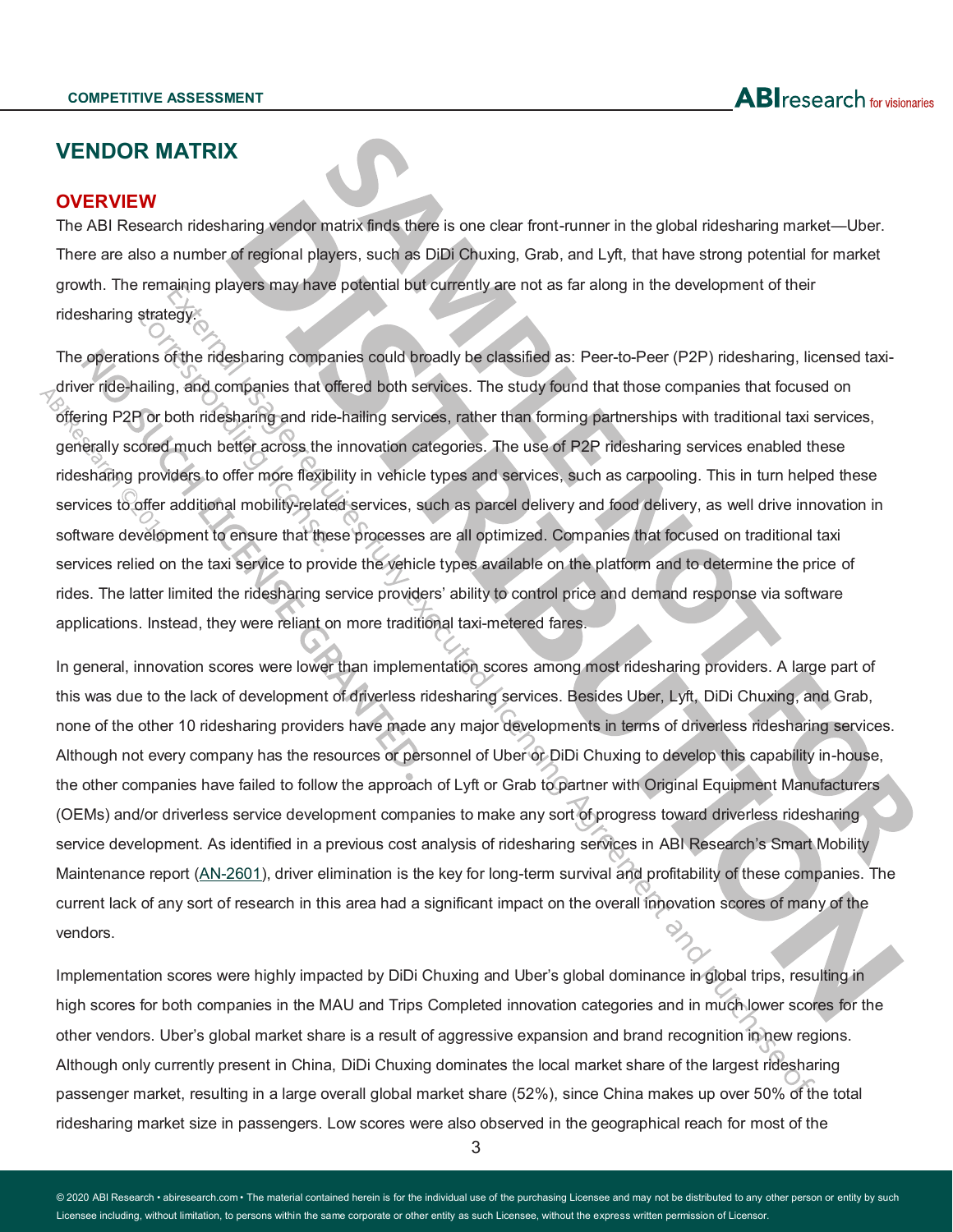# VENDOR MATRIX

## OVERVIEW

The ABI Research ridesharing vendor matrix finds there is one clear front-runner in the global ridesharing market—Uber. There are also a number of regional players, such as DiDi Chuxing, Grab, and Lyft, that have strong potential for market growth. The remaining players may have potential but currently are not as far along in the development of their ridesharing strategy.

The operations of the ridesharing companies could broadly be classified as: Peer-to-Peer (P2P) ridesharing, licensed taxi-driver ride-hailing, and companies that offered both services. The study found that those companies that focused on offering P2P or both ridesharing and ride-hailing services, rather than forming partnerships with traditional taxi services, generally scored much better across the innovation categories. The use of P2P ridesharing services enabled these ridesharing providers to offer more flexibility in vehicle types and services, such as carpooling. This in turn helped these services to offer additional mobility-related services, such as parcel delivery and food delivery, as well drive innovation in software development to ensure that these processes are all optimized. Companies that focused on traditional taxi services relied on the taxi service to provide the vehicle types available on the platform and to determine the price of rides. The latter limited the ridesharing service providers' ability to control price and demand response via software applications. Instead, they were reliant on more traditional taxi-metered fares.

In general, innovation scores were lower than implementation scores among most ridesharing providers. A large part of this was due to the lack of development of driverless ridesharing services. Besides Uber, Lyft, DiDi Chuxing, and Grab, none of the other 10 ridesharing providers have made any major developments in terms of driverless ridesharing services. Although not every company has the resources or personnel of Uber or DiDi Chuxing to develop this capability in-house, the other companies have failed to follow the approach of Lyft or Grab to partner with Original Equipment Manufacturers (OEMs) and/or driverless service development companies to make any sort of progress toward driverless ridesharing service development. As identified in a previous cost analysis of ridesharing services in ABI Research's Smart Mobility Maintenance report (AN-2601), driver elimination is the key for long-term survival and profitability of these companies. The current lack of any sort of research in this area had a significant impact on the overall innovation scores of many of the vendors.

Implementation scores were highly impacted by DiDi Chuxing and Uber's global dominance in global trips, resulting in high scores for both companies in the MAU and Trips Completed innovation categories and in much lower scores for the other vendors. Uber's global market share is a result of aggressive expansion and brand recognition in new regions. Although only currently present in China, DiDi Chuxing dominates the local market share of the largest ridesharing passenger market, resulting in a large overall global market share (52%), since China makes up over 50% of the total ridesharing market size in passengers. Low scores were also observed in the geographical reach for most of the